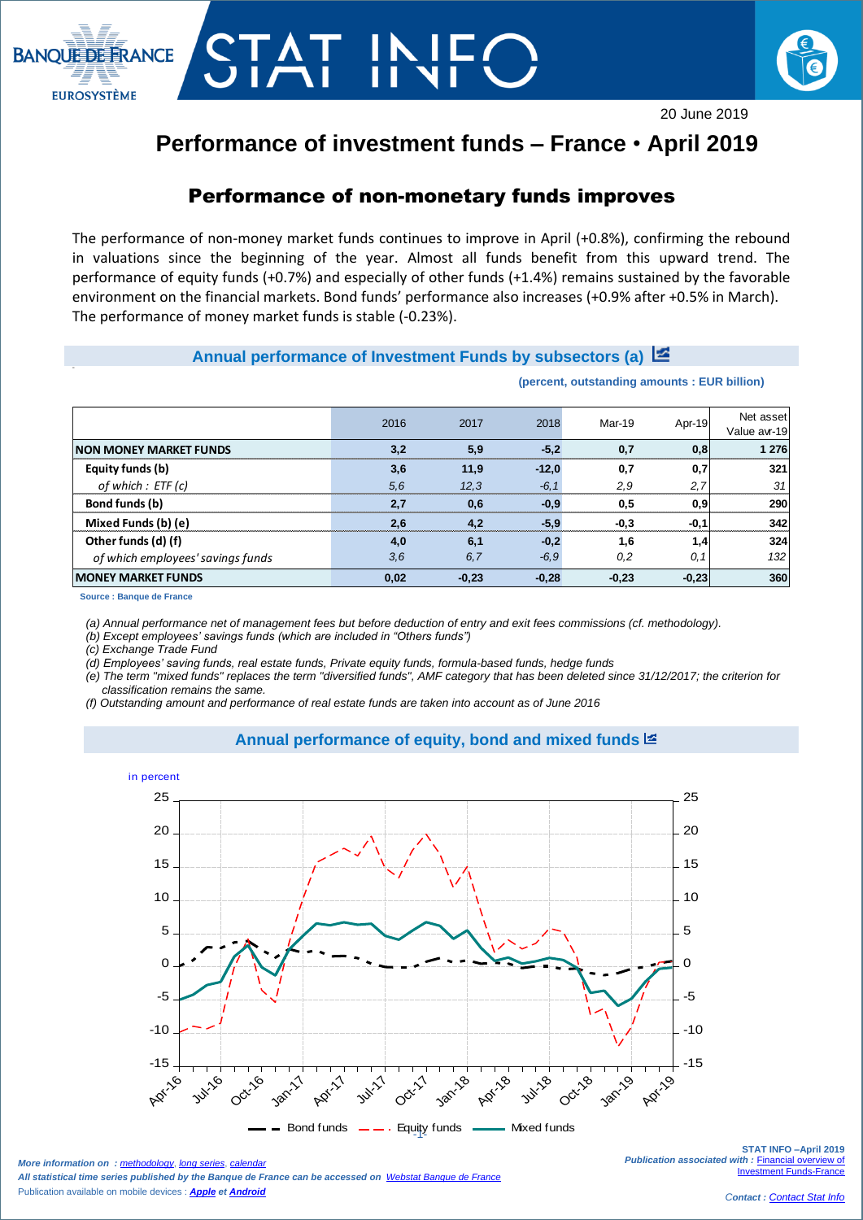BANQUE DE FRANCE
EUROSYSTÈME

# STAT INFO

20 June 2019

# Performance of investment funds – France • April 2019

## Performance of non-monetary funds improves

The performance of non-money market funds continues to improve in April (+0.8%), confirming the rebound in valuations since the beginning of the year. Almost all funds benefit from this upward trend. The performance of equity funds (+0.7%) and especially of other funds (+1.4%) remains sustained by the favorable environment on the financial markets. Bond funds' performance also increases (+0.9% after +0.5% in March). The performance of money market funds is stable (-0.23%).

### Annual performance of Investment Funds by subsectors (a)

(percent, outstanding amounts : EUR billion)

| | 2016 | 2017 | 2018 | Mar-19 | Apr-19 | Net asset Value avr-19 |
|---|---|---|---|---|---|---|
| **NON MONEY MARKET FUNDS** | **3,2** | **5,9** | **-5,2** | **0,7** | **0,8** | **1 276** |
| **Equity funds (b)** | **3,6** | **11,9** | **-12,0** | **0,7** | **0,7** | **321** |
| *of which : ETF (c)* | *5,6* | *12,3* | *-6,1* | *2,9* | *2,7* | *31* |
| **Bond funds (b)** | **2,7** | **0,6** | **-0,9** | **0,5** | **0,9** | **290** |
| **Mixed Funds (b) (e)** | **2,6** | **4,2** | **-5,9** | **-0,3** | **-0,1** | **342** |
| **Other funds (d) (f)** | **4,0** | **6,1** | **-0,2** | **1,6** | **1,4** | **324** |
| *of which employees' savings funds* | *3,6* | *6,7* | *-6,9* | *0,2* | *0,1* | *132* |
| **MONEY MARKET FUNDS** | **0,02** | **-0,23** | **-0,28** | **-0,23** | **-0,23** | **360** |

Source : Banque de France

*(a) Annual performance net of management fees but before deduction of entry and exit fees commissions (cf. methodology).*
*(b) Except employees' savings funds (which are included in "Others funds")*
*(c) Exchange Trade Fund*
*(d) Employees' saving funds, real estate funds, Private equity funds, formula-based funds, hedge funds*
*(e) The term "mixed funds" replaces the term "diversified funds", AMF category that has been deleted since 31/12/2017; the criterion for classification remains the same.*
*(f) Outstanding amount and performance of real estate funds are taken into account as of June 2016*

### Annual performance of equity, bond and mixed funds

in percent

Bond funds — Equity funds — Mixed funds

*More information on : methodology, long series, calendar*
*All statistical time series published by the Banque de France can be accessed on Webstat Banque de France*
Publication available on mobile devices : ***Apple*** *et* ***Android***

**STAT INFO –April 2019**
*Publication associated with :* Financial overview of Investment Funds-France

*Contact :* Contact Stat Info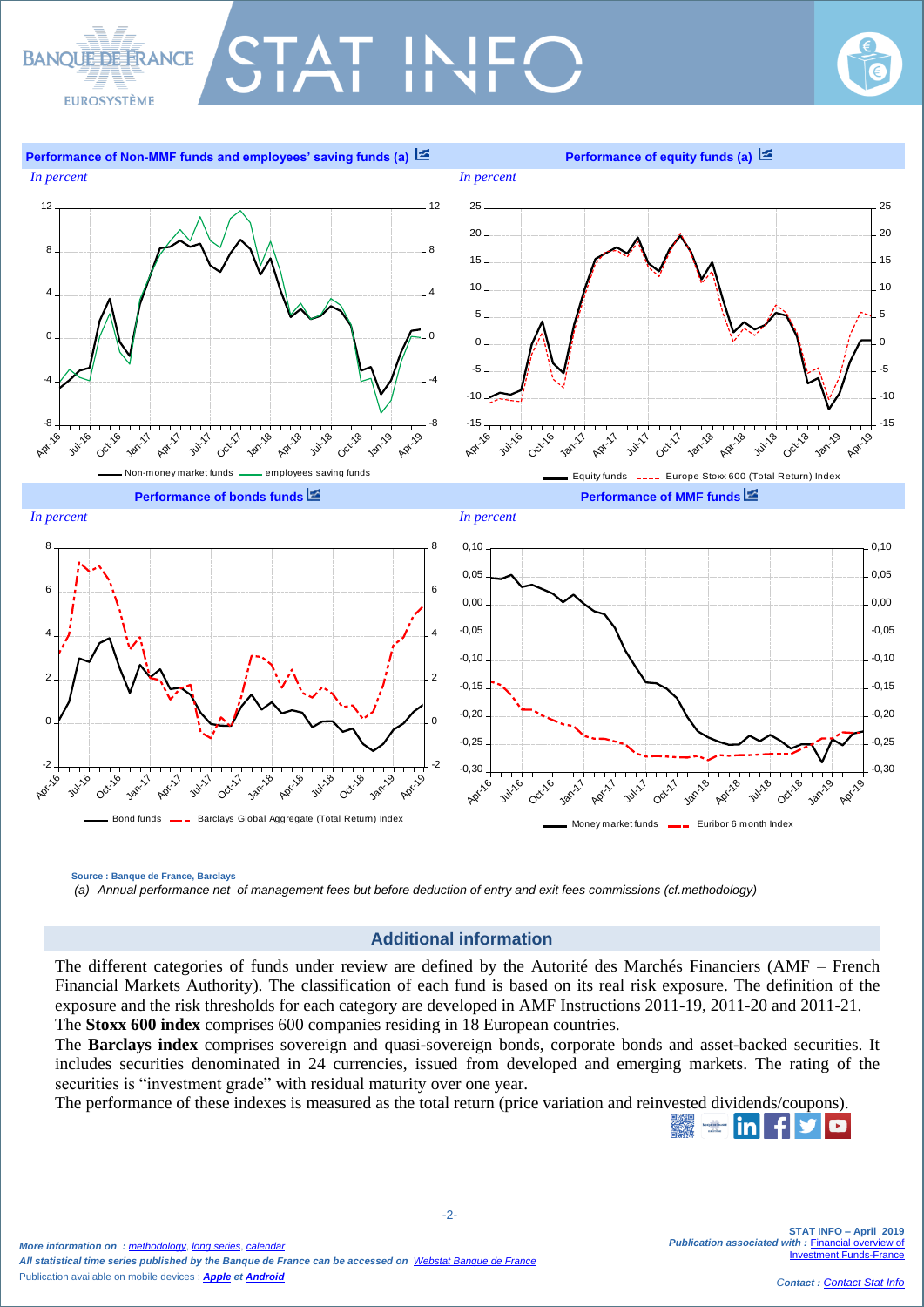### Performance of Non-MMF funds and employees' saving funds (a)

*In percent*

12
8
4
0
-4
-8

Apr-16, Jul-16, Oct-16, Jan-17, Apr-17, Jul-17, Oct-17, Jan-18, Apr-18, Jul-18, Oct-18, Jan-19, Apr-19

Non-money market funds — employees saving funds

### Performance of equity funds (a)

*In percent*

25
20
15
10
5
0
-5
-10
-15

Apr-16, Jul-16, Oct-16, Jan-17, Apr-17, Jul-17, Oct-17, Jan-18, Apr-18, Jul-18, Oct-18, Jan-19, Apr-19

Equity funds — Europe Stoxx 600 (Total Return) Index

### Performance of bonds funds

*In percent*

8
6
4
2
0
-2

Apr-16, Jul-16, Oct-16, Jan-17, Apr-17, Jul-17, Oct-17, Jan-18, Apr-18, Jul-18, Oct-18, Jan-19, Apr-19

Bond funds — Barclays Global Aggregate (Total Return) Index

### Performance of MMF funds

*In percent*

0,10
0,05
0,00
-0,05
-0,10
-0,15
-0,20
-0,25
-0,30

Apr-16, Jul-16, Oct-16, Jan-17, Apr-17, Jul-17, Oct-17, Jan-18, Apr-18, Jul-18, Oct-18, Jan-19, Apr-19

Money market funds — Euribor 6 month Index

**Source : Banque de France, Barclays**

*(a) Annual performance net of management fees but before deduction of entry and exit fees commissions (cf.methodology)*

## Additional information

The different categories of funds under review are defined by the Autorité des Marchés Financiers (AMF – French Financial Markets Authority). The classification of each fund is based on its real risk exposure. The definition of the exposure and the risk thresholds for each category are developed in AMF Instructions 2011-19, 2011-20 and 2011-21.

The **Stoxx 600 index** comprises 600 companies residing in 18 European countries.

The **Barclays index** comprises sovereign and quasi-sovereign bonds, corporate bonds and asset-backed securities. It includes securities denominated in 24 currencies, issued from developed and emerging markets. The rating of the securities is "investment grade" with residual maturity over one year.

The performance of these indexes is measured as the total return (price variation and reinvested dividends/coupons).

***More information on : methodology, long series, calendar***

***All statistical time series published by the Banque de France can be accessed on Webstat Banque de France***

Publication available on mobile devices : ***Apple*** ***et*** ***Android***

**STAT INFO – April 2019**

***Publication associated with :*** Financial overview of Investment Funds-France

*Contact : Contact Stat Info*